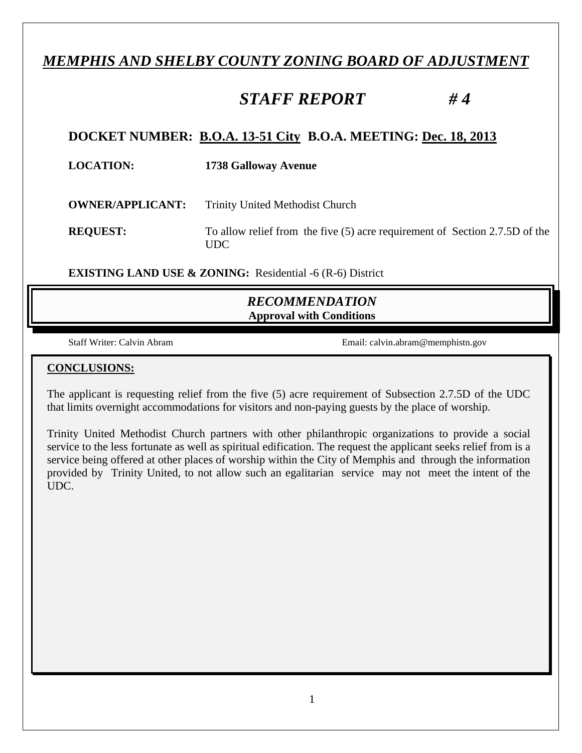# *MEMPHIS AND SHELBY COUNTY ZONING BOARD OF ADJUSTMENT*

## *STAFF REPORT # 4*

**DOCKET NUMBER: B.O.A. 13-51 City B.O.A. MEETING: Dec. 18, 2013**

**LOCATION:** **1738 Galloway Avenue**

**OWNER/APPLICANT:** Trinity United Methodist Church

**REQUEST:** To allow relief from the five (5) acre requirement of Section 2.7.5D of the UDC

**EXISTING LAND USE & ZONING:** Residential -6 (R-6) District

*RECOMMENDATION*
**Approval with Conditions**

Staff Writer: Calvin Abram Email: calvin.abram@memphistn.gov

**CONCLUSIONS:**

The applicant is requesting relief from the five (5) acre requirement of Subsection 2.7.5D of the UDC that limits overnight accommodations for visitors and non-paying guests by the place of worship.

Trinity United Methodist Church partners with other philanthropic organizations to provide a social service to the less fortunate as well as spiritual edification. The request the applicant seeks relief from is a service being offered at other places of worship within the City of Memphis and through the information provided by Trinity United, to not allow such an egalitarian service may not meet the intent of the UDC.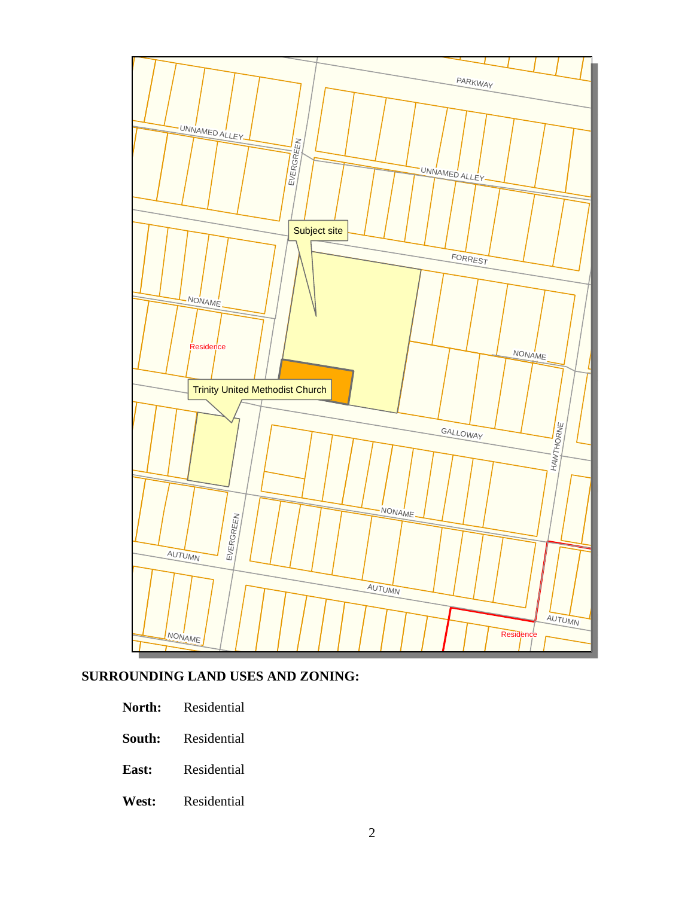## SURROUNDING LAND USES AND ZONING:

**North:** Residential

**South:** Residential

**East:** Residential

**West:** Residential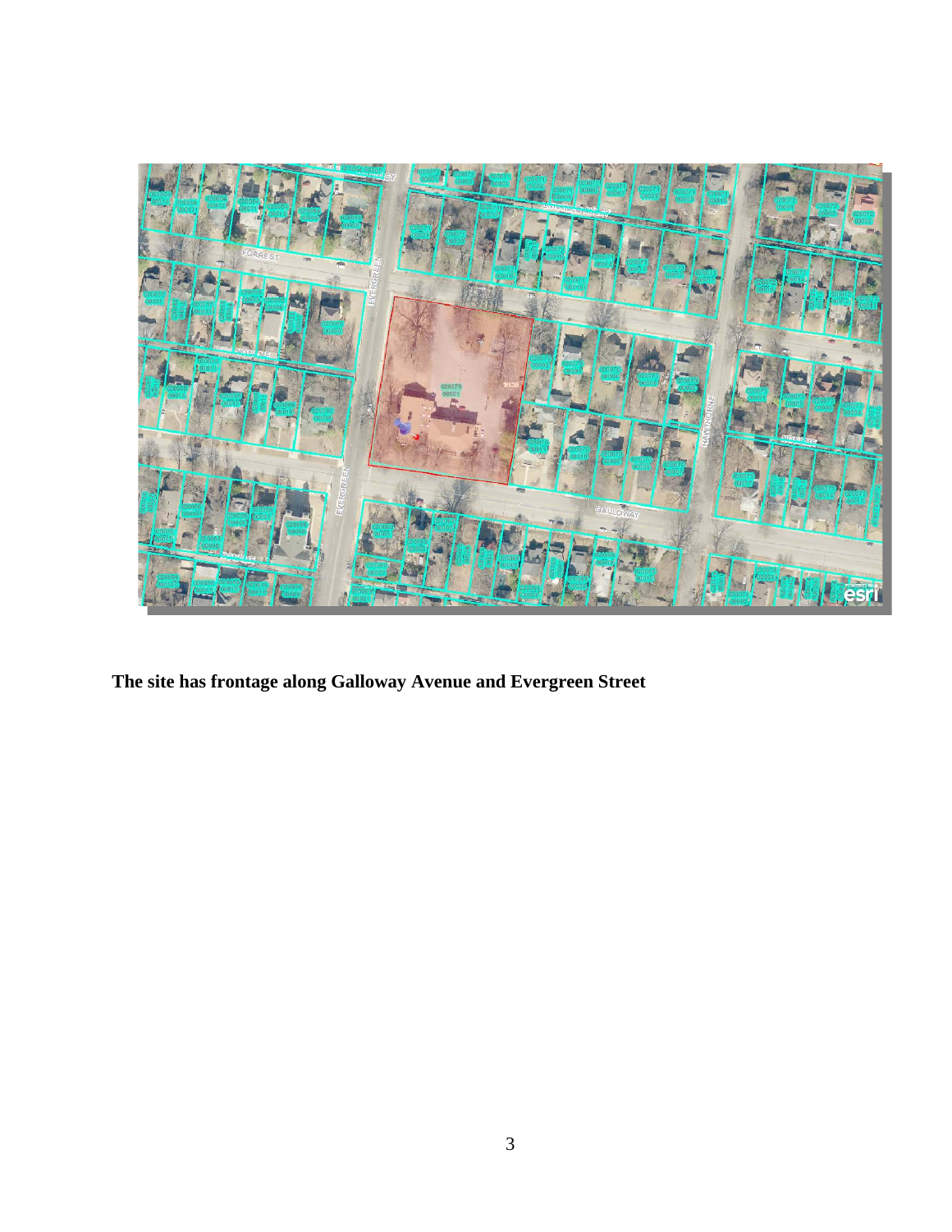**The site has frontage along Galloway Avenue and Evergreen Street**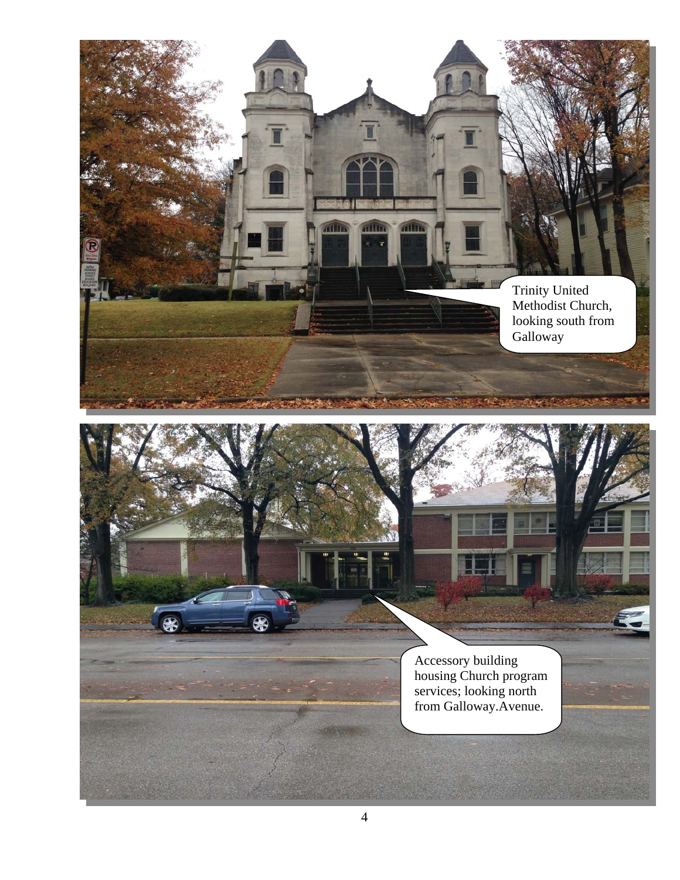Trinity United Methodist Church, looking south from Galloway

Accessory building housing Church program services; looking north from Galloway.Avenue.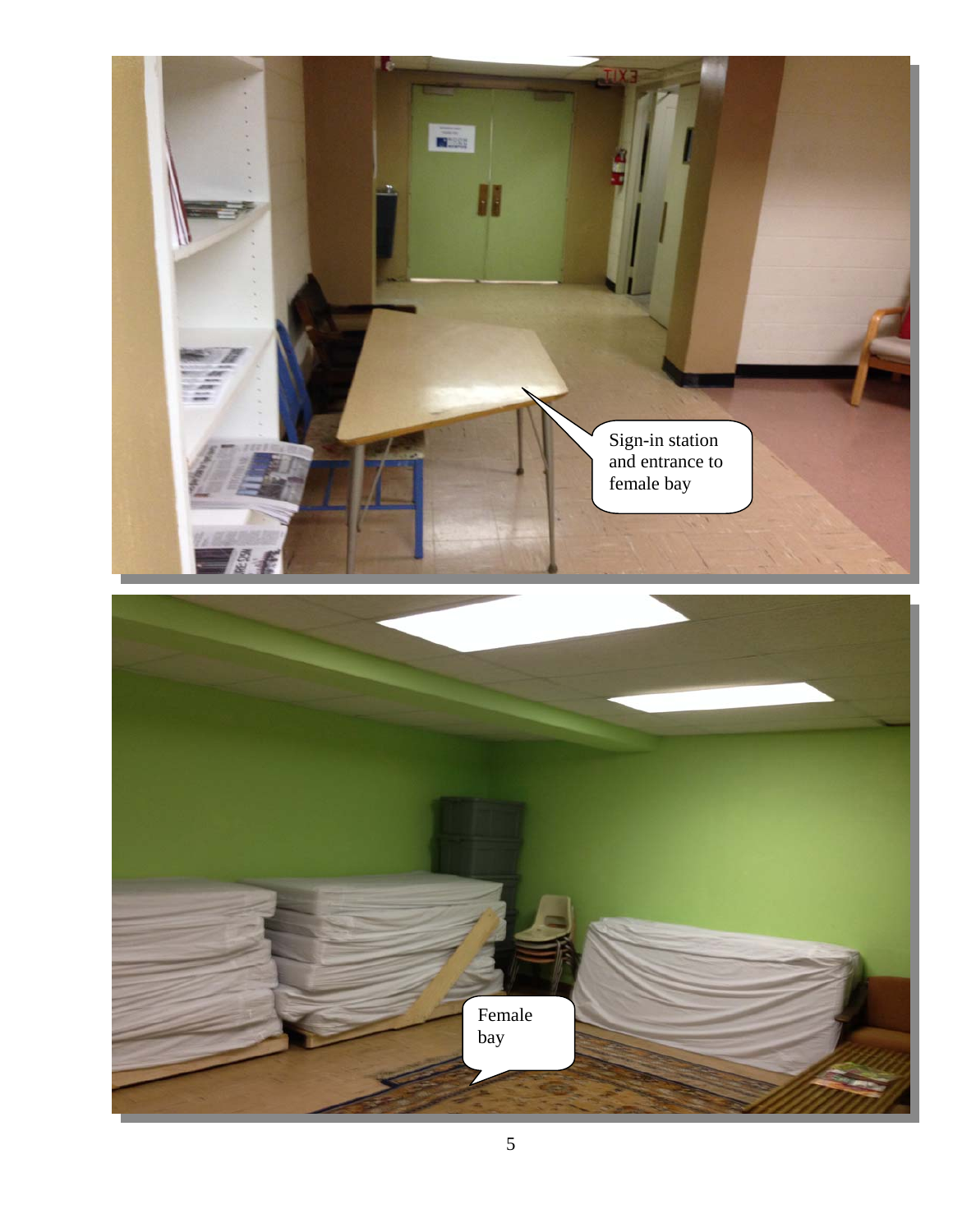Sign-in station and entrance to female bay

Female bay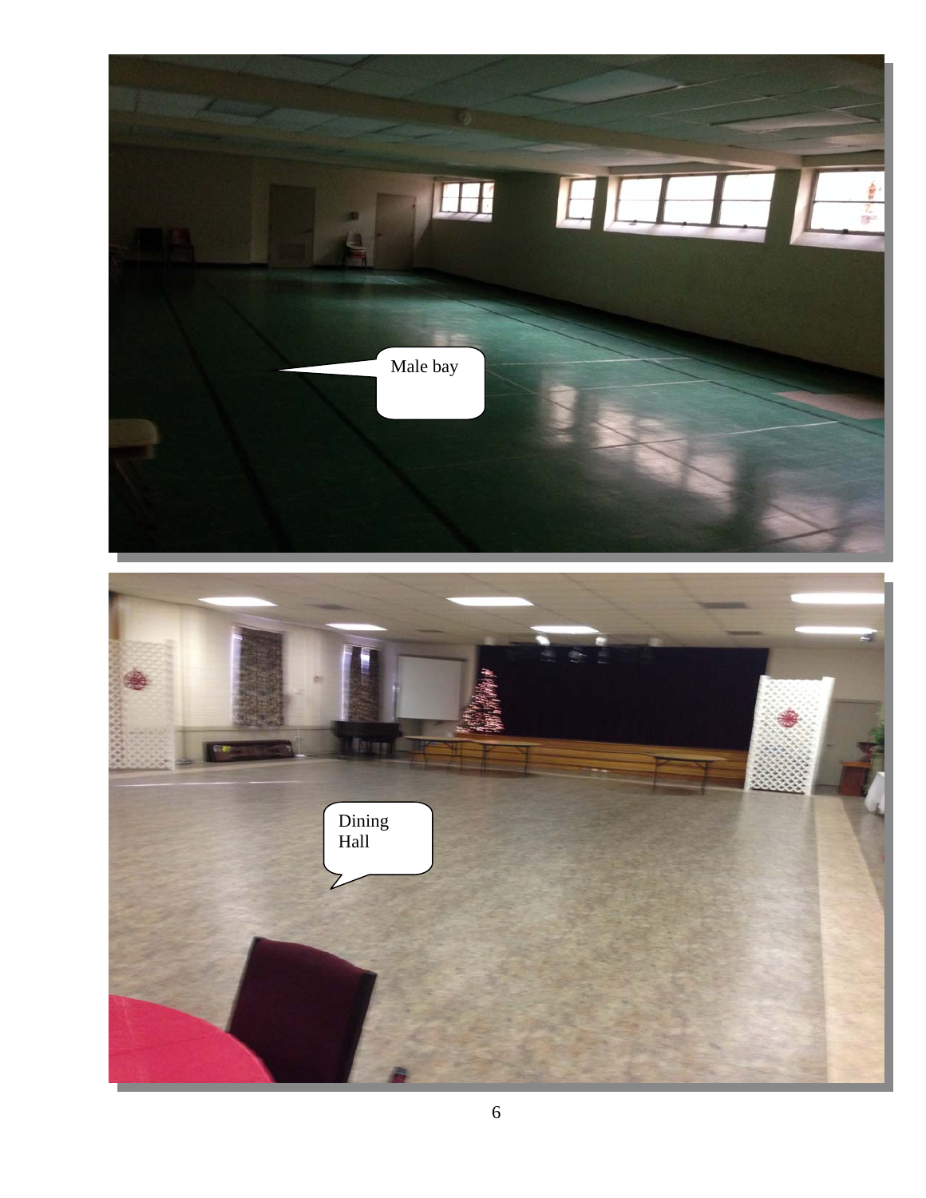Male bay

Dining Hall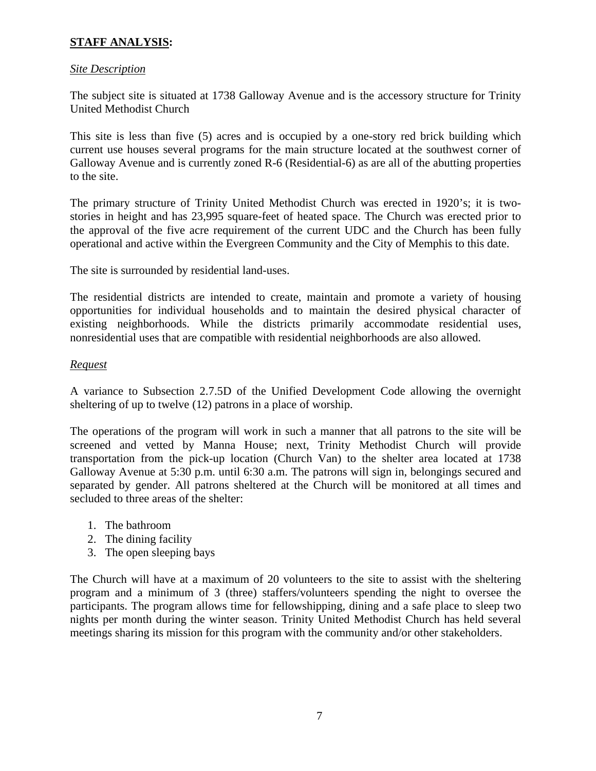**STAFF ANALYSIS:**

*Site Description*

The subject site is situated at 1738 Galloway Avenue and is the accessory structure for Trinity United Methodist Church

This site is less than five (5) acres and is occupied by a one-story red brick building which current use houses several programs for the main structure located at the southwest corner of Galloway Avenue and is currently zoned R-6 (Residential-6) as are all of the abutting properties to the site.

The primary structure of Trinity United Methodist Church was erected in 1920's; it is two-stories in height and has 23,995 square-feet of heated space. The Church was erected prior to the approval of the five acre requirement of the current UDC and the Church has been fully operational and active within the Evergreen Community and the City of Memphis to this date.

The site is surrounded by residential land-uses.

The residential districts are intended to create, maintain and promote a variety of housing opportunities for individual households and to maintain the desired physical character of existing neighborhoods. While the districts primarily accommodate residential uses, nonresidential uses that are compatible with residential neighborhoods are also allowed.

*Request*

A variance to Subsection 2.7.5D of the Unified Development Code allowing the overnight sheltering of up to twelve (12) patrons in a place of worship.

The operations of the program will work in such a manner that all patrons to the site will be screened and vetted by Manna House; next, Trinity Methodist Church will provide transportation from the pick-up location (Church Van) to the shelter area located at 1738 Galloway Avenue at 5:30 p.m. until 6:30 a.m. The patrons will sign in, belongings secured and separated by gender. All patrons sheltered at the Church will be monitored at all times and secluded to three areas of the shelter:

1. The bathroom
2. The dining facility
3. The open sleeping bays

The Church will have at a maximum of 20 volunteers to the site to assist with the sheltering program and a minimum of 3 (three) staffers/volunteers spending the night to oversee the participants. The program allows time for fellowshipping, dining and a safe place to sleep two nights per month during the winter season. Trinity United Methodist Church has held several meetings sharing its mission for this program with the community and/or other stakeholders.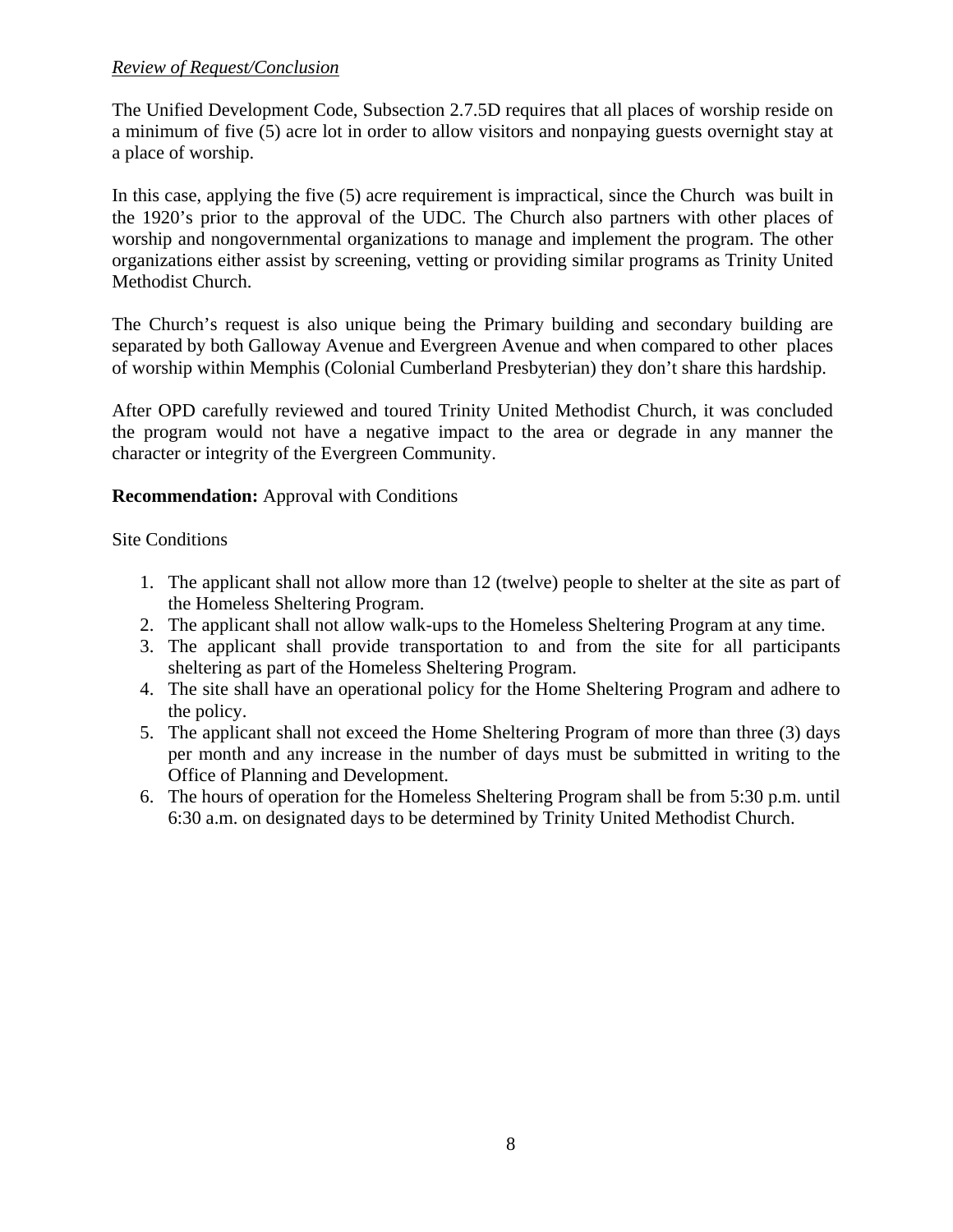*Review of Request/Conclusion*

The Unified Development Code, Subsection 2.7.5D requires that all places of worship reside on a minimum of five (5) acre lot in order to allow visitors and nonpaying guests overnight stay at a place of worship.

In this case, applying the five (5) acre requirement is impractical, since the Church was built in the 1920's prior to the approval of the UDC. The Church also partners with other places of worship and nongovernmental organizations to manage and implement the program. The other organizations either assist by screening, vetting or providing similar programs as Trinity United Methodist Church.

The Church's request is also unique being the Primary building and secondary building are separated by both Galloway Avenue and Evergreen Avenue and when compared to other places of worship within Memphis (Colonial Cumberland Presbyterian) they don't share this hardship.

After OPD carefully reviewed and toured Trinity United Methodist Church, it was concluded the program would not have a negative impact to the area or degrade in any manner the character or integrity of the Evergreen Community.

**Recommendation:** Approval with Conditions

Site Conditions

1. The applicant shall not allow more than 12 (twelve) people to shelter at the site as part of the Homeless Sheltering Program.
2. The applicant shall not allow walk-ups to the Homeless Sheltering Program at any time.
3. The applicant shall provide transportation to and from the site for all participants sheltering as part of the Homeless Sheltering Program.
4. The site shall have an operational policy for the Home Sheltering Program and adhere to the policy.
5. The applicant shall not exceed the Home Sheltering Program of more than three (3) days per month and any increase in the number of days must be submitted in writing to the Office of Planning and Development.
6. The hours of operation for the Homeless Sheltering Program shall be from 5:30 p.m. until 6:30 a.m. on designated days to be determined by Trinity United Methodist Church.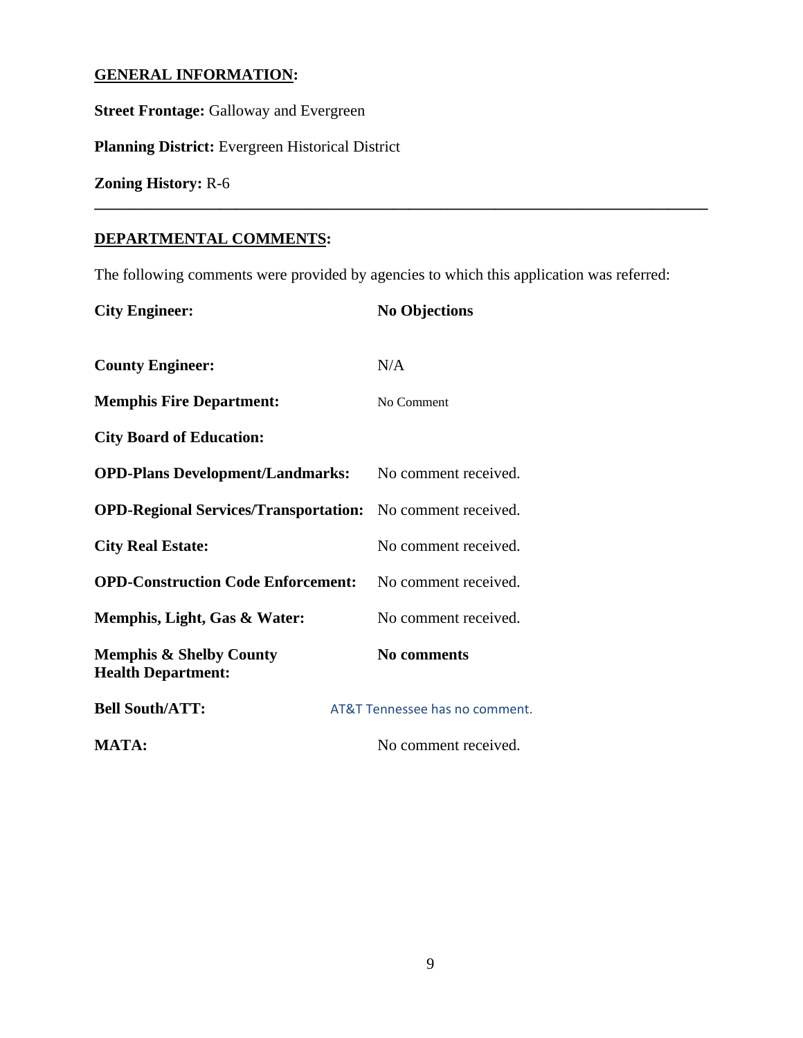## GENERAL INFORMATION:

**Street Frontage:** Galloway and Evergreen

**Planning District:** Evergreen Historical District

**Zoning History:** R-6

---

## DEPARTMENTAL COMMENTS:

The following comments were provided by agencies to which this application was referred:

| | |
|---|---|
| **City Engineer:** | **No Objections** |
| **County Engineer:** | N/A |
| **Memphis Fire Department:** | No Comment |
| **City Board of Education:** | |
| **OPD-Plans Development/Landmarks:** | No comment received. |
| **OPD-Regional Services/Transportation:** | No comment received. |
| **City Real Estate:** | No comment received. |
| **OPD-Construction Code Enforcement:** | No comment received. |
| **Memphis, Light, Gas & Water:** | No comment received. |
| **Memphis & Shelby County Health Department:** | **No comments** |
| **Bell South/ATT:** | AT&T Tennessee has no comment. |
| **MATA:** | No comment received. |